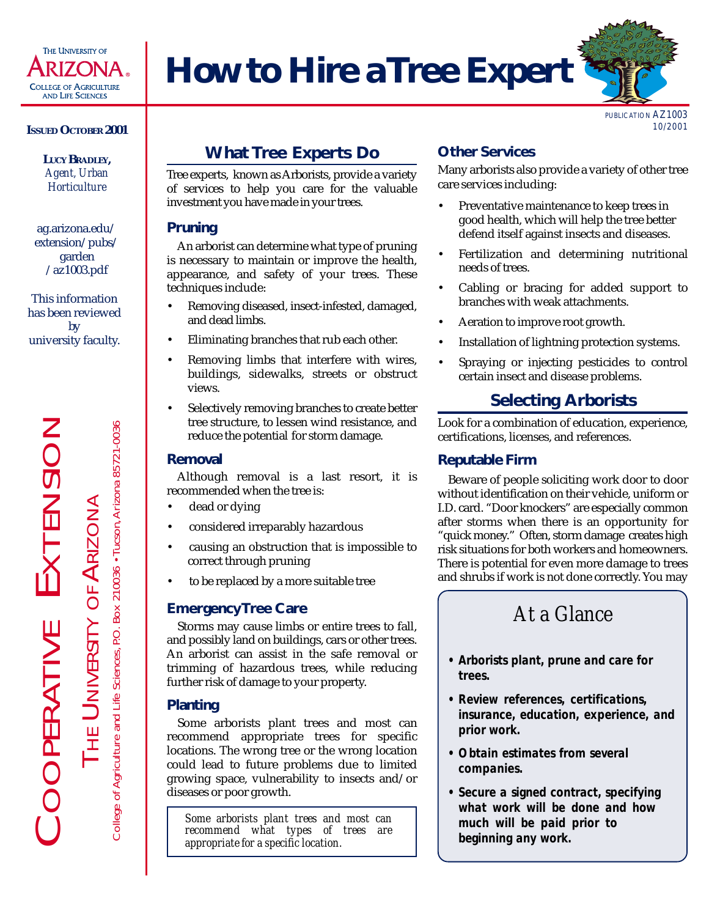The University of Arizona
College of Agriculture and Life Sciences

# How to Hire a Tree Expert

PUBLICATION AZ1003
10/2001

**Issued October 2001**

**Lucy Bradley,**
*Agent, Urban Horticulture*

ag.arizona.edu/extension/pubs/garden/az1003.pdf

This information has been reviewed by university faculty.

Cooperative Extension
The University of Arizona
College of Agriculture and Life Sciences, P.O. Box 210036 • Tucson, Arizona 85721-0036

## What Tree Experts Do

Tree experts, known as Arborists, provide a variety of services to help you care for the valuable investment you have made in your trees.

### Pruning

An arborist can determine what type of pruning is necessary to maintain or improve the health, appearance, and safety of your trees. These techniques include:

- Removing diseased, insect-infested, damaged, and dead limbs.
- Eliminating branches that rub each other.
- Removing limbs that interfere with wires, buildings, sidewalks, streets or obstruct views.
- Selectively removing branches to create better tree structure, to lessen wind resistance, and reduce the potential for storm damage.

### Removal

Although removal is a last resort, it is recommended when the tree is:

- dead or dying
- considered irreparably hazardous
- causing an obstruction that is impossible to correct through pruning
- to be replaced by a more suitable tree

### Emergency Tree Care

Storms may cause limbs or entire trees to fall, and possibly land on buildings, cars or other trees. An arborist can assist in the safe removal or trimming of hazardous trees, while reducing further risk of damage to your property.

### Planting

Some arborists plant trees and most can recommend appropriate trees for specific locations. The wrong tree or the wrong location could lead to future problems due to limited growing space, vulnerability to insects and/or diseases or poor growth.

*Some arborists plant trees and most can recommend what types of trees are appropriate for a specific location.*

### Other Services

Many arborists also provide a variety of other tree care services including:

- Preventative maintenance to keep trees in good health, which will help the tree better defend itself against insects and diseases.
- Fertilization and determining nutritional needs of trees.
- Cabling or bracing for added support to branches with weak attachments.
- Aeration to improve root growth.
- Installation of lightning protection systems.
- Spraying or injecting pesticides to control certain insect and disease problems.

## Selecting Arborists

Look for a combination of education, experience, certifications, licenses, and references.

### Reputable Firm

Beware of people soliciting work door to door without identification on their vehicle, uniform or I.D. card. "Door knockers" are especially common after storms when there is an opportunity for "quick money." Often, storm damage creates high risk situations for both workers and homeowners. There is potential for even more damage to trees and shrubs if work is not done correctly. You may

### At a Glance

- **Arborists plant, prune and care for trees.**
- **Review references, certifications, insurance, education, experience, and prior work.**
- **Obtain estimates from several companies.**
- **Secure a signed contract, specifying what work will be done and how much will be paid prior to beginning any work.**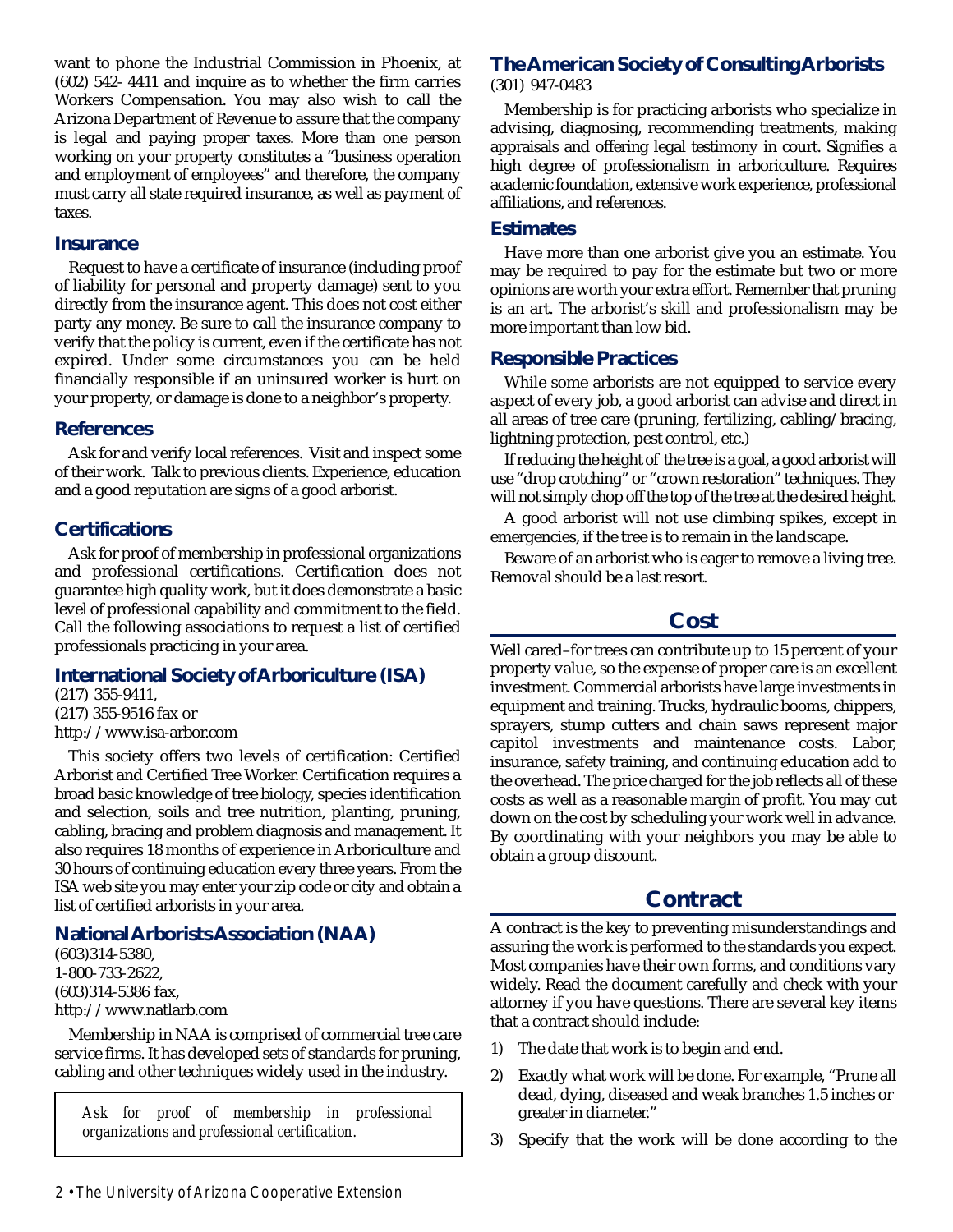want to phone the Industrial Commission in Phoenix, at (602) 542- 4411 and inquire as to whether the firm carries Workers Compensation. You may also wish to call the Arizona Department of Revenue to assure that the company is legal and paying proper taxes. More than one person working on your property constitutes a "business operation and employment of employees" and therefore, the company must carry all state required insurance, as well as payment of taxes.

### Insurance

Request to have a certificate of insurance (including proof of liability for personal and property damage) sent to you directly from the insurance agent. This does not cost either party any money. Be sure to call the insurance company to verify that the policy is current, even if the certificate has not expired. Under some circumstances you can be held financially responsible if an uninsured worker is hurt on your property, or damage is done to a neighbor's property.

### References

Ask for and verify local references. Visit and inspect some of their work. Talk to previous clients. Experience, education and a good reputation are signs of a good arborist.

### Certifications

Ask for proof of membership in professional organizations and professional certifications. Certification does not guarantee high quality work, but it does demonstrate a basic level of professional capability and commitment to the field. Call the following associations to request a list of certified professionals practicing in your area.

### International Society of Arboriculture (ISA)

(217) 355-9411,
(217) 355-9516 fax or
http://www.isa-arbor.com

This society offers two levels of certification: Certified Arborist and Certified Tree Worker. Certification requires a broad basic knowledge of tree biology, species identification and selection, soils and tree nutrition, planting, pruning, cabling, bracing and problem diagnosis and management. It also requires 18 months of experience in Arboriculture and 30 hours of continuing education every three years. From the ISA web site you may enter your zip code or city and obtain a list of certified arborists in your area.

### National Arborists Association (NAA)

(603)314-5380,
1-800-733-2622,
(603)314-5386 fax,
http://www.natlarb.com

Membership in NAA is comprised of commercial tree care service firms. It has developed sets of standards for pruning, cabling and other techniques widely used in the industry.

*Ask for proof of membership in professional organizations and professional certification.*

### The American Society of Consulting Arborists

(301) 947-0483

Membership is for practicing arborists who specialize in advising, diagnosing, recommending treatments, making appraisals and offering legal testimony in court. Signifies a high degree of professionalism in arboriculture. Requires academic foundation, extensive work experience, professional affiliations, and references.

### Estimates

Have more than one arborist give you an estimate. You may be required to pay for the estimate but two or more opinions are worth your extra effort. Remember that pruning is an art. The arborist's skill and professionalism may be more important than low bid.

### Responsible Practices

While some arborists are not equipped to service every aspect of every job, a good arborist can advise and direct in all areas of tree care (pruning, fertilizing, cabling/bracing, lightning protection, pest control, etc.)

If reducing the height of the tree is a goal, a good arborist will use "drop crotching" or "crown restoration" techniques. They will not simply chop off the top of the tree at the desired height.

A good arborist will not use climbing spikes, except in emergencies, if the tree is to remain in the landscape.

Beware of an arborist who is eager to remove a living tree. Removal should be a last resort.

## Cost

Well cared–for trees can contribute up to 15 percent of your property value, so the expense of proper care is an excellent investment. Commercial arborists have large investments in equipment and training. Trucks, hydraulic booms, chippers, sprayers, stump cutters and chain saws represent major capitol investments and maintenance costs. Labor, insurance, safety training, and continuing education add to the overhead. The price charged for the job reflects all of these costs as well as a reasonable margin of profit. You may cut down on the cost by scheduling your work well in advance. By coordinating with your neighbors you may be able to obtain a group discount.

## Contract

A contract is the key to preventing misunderstandings and assuring the work is performed to the standards you expect. Most companies have their own forms, and conditions vary widely. Read the document carefully and check with your attorney if you have questions. There are several key items that a contract should include:

1) The date that work is to begin and end.
2) Exactly what work will be done. For example, "Prune all dead, dying, diseased and weak branches 1.5 inches or greater in diameter."
3) Specify that the work will be done according to the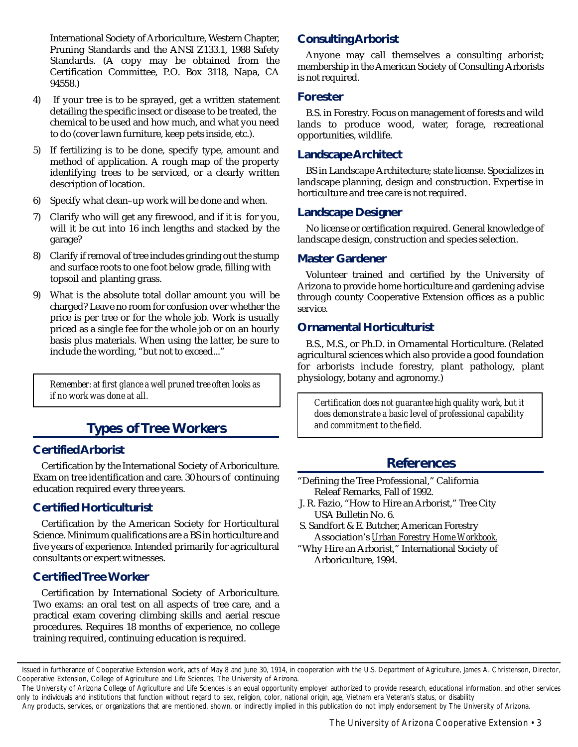International Society of Arboriculture, Western Chapter, Pruning Standards and the ANSI Z133.1, 1988 Safety Standards. (A copy may be obtained from the Certification Committee, P.O. Box 3118, Napa, CA 94558.)

4) If your tree is to be sprayed, get a written statement detailing the specific insect or disease to be treated, the chemical to be used and how much, and what you need to do (cover lawn furniture, keep pets inside, etc.).
5) If fertilizing is to be done, specify type, amount and method of application. A rough map of the property identifying trees to be serviced, or a clearly written description of location.
6) Specify what clean–up work will be done and when.
7) Clarify who will get any firewood, and if it is for you, will it be cut into 16 inch lengths and stacked by the garage?
8) Clarify if removal of tree includes grinding out the stump and surface roots to one foot below grade, filling with topsoil and planting grass.
9) What is the absolute total dollar amount you will be charged? Leave no room for confusion over whether the price is per tree or for the whole job. Work is usually priced as a single fee for the whole job or on an hourly basis plus materials. When using the latter, be sure to include the wording, "but not to exceed..."

*Remember: at first glance a well pruned tree often looks as if no work was done at all.*

## Types of Tree Workers

### Certified Arborist

Certification by the International Society of Arboriculture. Exam on tree identification and care. 30 hours of continuing education required every three years.

### Certified Horticulturist

Certification by the American Society for Horticultural Science. Minimum qualifications are a BS in horticulture and five years of experience. Intended primarily for agricultural consultants or expert witnesses.

### Certified Tree Worker

Certification by International Society of Arboriculture. Two exams: an oral test on all aspects of tree care, and a practical exam covering climbing skills and aerial rescue procedures. Requires 18 months of experience, no college training required, continuing education is required.

### Consulting Arborist

Anyone may call themselves a consulting arborist; membership in the American Society of Consulting Arborists is not required.

### Forester

B.S. in Forestry. Focus on management of forests and wild lands to produce wood, water, forage, recreational opportunities, wildlife.

### Landscape Architect

BS in Landscape Architecture; state license. Specializes in landscape planning, design and construction. Expertise in horticulture and tree care is not required.

### Landscape Designer

No license or certification required. General knowledge of landscape design, construction and species selection.

### Master Gardener

Volunteer trained and certified by the University of Arizona to provide home horticulture and gardening advise through county Cooperative Extension offices as a public service.

### Ornamental Horticulturist

B.S., M.S., or Ph.D. in Ornamental Horticulture. (Related agricultural sciences which also provide a good foundation for arborists include forestry, plant pathology, plant physiology, botany and agronomy.)

*Certification does not guarantee high quality work, but it does demonstrate a basic level of professional capability and commitment to the field.*

## References

"Defining the Tree Professional," California Releaf Remarks, Fall of 1992.

J. R. Fazio, "How to Hire an Arborist," Tree City USA Bulletin No. 6.

S. Sandfort & E. Butcher, American Forestry Association's *Urban Forestry Home Workbook.*

"Why Hire an Arborist," International Society of Arboriculture, 1994.

Issued in furtherance of Cooperative Extension work, acts of May 8 and June 30, 1914, in cooperation with the U.S. Department of Agriculture, James A. Christenson, Director, Cooperative Extension, College of Agriculture and Life Sciences, The University of Arizona.

The University of Arizona College of Agriculture and Life Sciences is an equal opportunity employer authorized to provide research, educational information, and other services only to individuals and institutions that function without regard to sex, religion, color, national origin, age, Vietnam era Veteran's status, or disability

Any products, services, or organizations that are mentioned, shown, or indirectly implied in this publication do not imply endorsement by The University of Arizona.